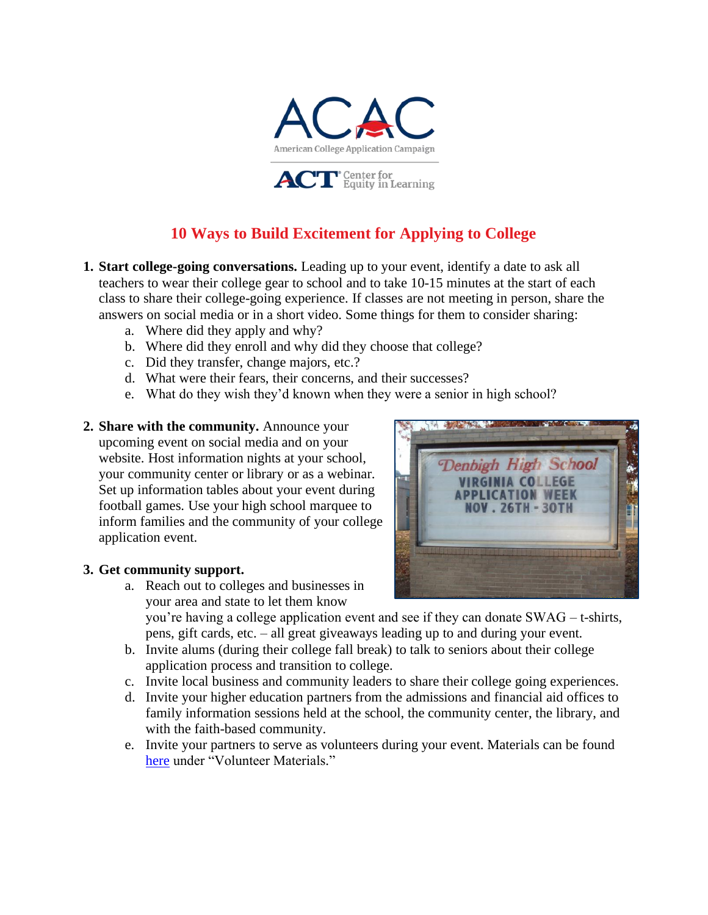ACAC

American College Application Campaign

ACT Center for Equity in Learning

# 10 Ways to Build Excitement for Applying to College

1. **Start college-going conversations.** Leading up to your event, identify a date to ask all teachers to wear their college gear to school and to take 10-15 minutes at the start of each class to share their college-going experience. If classes are not meeting in person, share the answers on social media or in a short video. Some things for them to consider sharing:
   a. Where did they apply and why?
   b. Where did they enroll and why did they choose that college?
   c. Did they transfer, change majors, etc.?
   d. What were their fears, their concerns, and their successes?
   e. What do they wish they'd known when they were a senior in high school?

2. **Share with the community.** Announce your upcoming event on social media and on your website. Host information nights at your school, your community center or library or as a webinar. Set up information tables about your event during football games. Use your high school marquee to inform families and the community of your college application event.

3. **Get community support.**
   a. Reach out to colleges and businesses in your area and state to let them know you're having a college application event and see if they can donate SWAG – t-shirts, pens, gift cards, etc. – all great giveaways leading up to and during your event.
   b. Invite alums (during their college fall break) to talk to seniors about their college application process and transition to college.
   c. Invite local business and community leaders to share their college going experiences.
   d. Invite your higher education partners from the admissions and financial aid offices to family information sessions held at the school, the community center, the library, and with the faith-based community.
   e. Invite your partners to serve as volunteers during your event. Materials can be found here under "Volunteer Materials."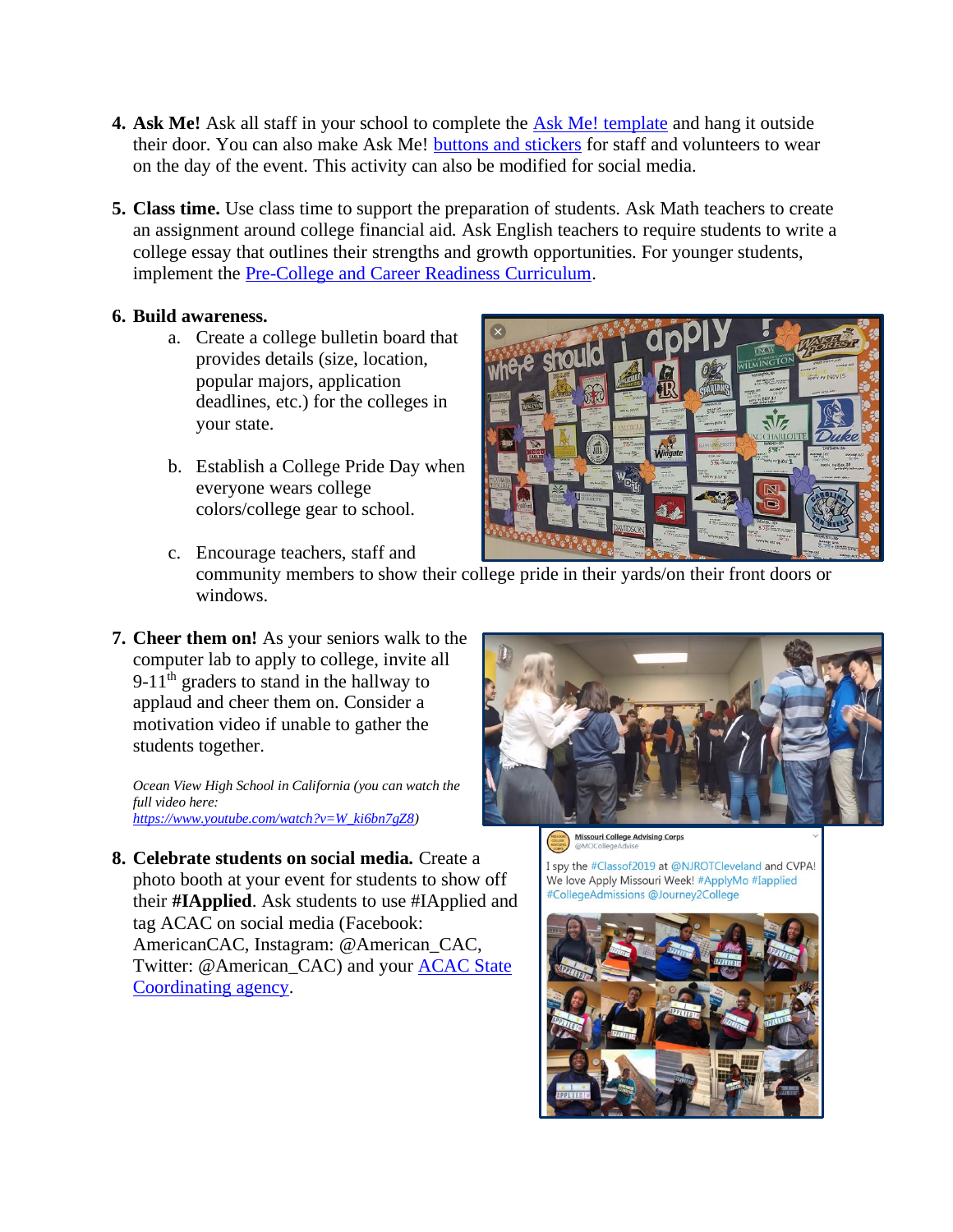4. **Ask Me!** Ask all staff in your school to complete the [Ask Me! template] and hang it outside their door. You can also make Ask Me! [buttons and stickers] for staff and volunteers to wear on the day of the event. This activity can also be modified for social media.

5. **Class time.** Use class time to support the preparation of students. Ask Math teachers to create an assignment around college financial aid. Ask English teachers to require students to write a college essay that outlines their strengths and growth opportunities. For younger students, implement the [Pre-College and Career Readiness Curriculum].

6. **Build awareness.**
   a. Create a college bulletin board that provides details (size, location, popular majors, application deadlines, etc.) for the colleges in your state.
   b. Establish a College Pride Day when everyone wears college colors/college gear to school.
   c. Encourage teachers, staff and community members to show their college pride in their yards/on their front doors or windows.

7. **Cheer them on!** As your seniors walk to the computer lab to apply to college, invite all 9-11th graders to stand in the hallway to applaud and cheer them on. Consider a motivation video if unable to gather the students together.

   *Ocean View High School in California (you can watch the full video here: https://www.youtube.com/watch?v=W_ki6bn7gZ8)*

8. **Celebrate students on social media.** Create a photo booth at your event for students to show off their **#IApplied**. Ask students to use #IApplied and tag ACAC on social media (Facebook: AmericanCAC, Instagram: @American_CAC, Twitter: @American_CAC) and your [ACAC State Coordinating agency].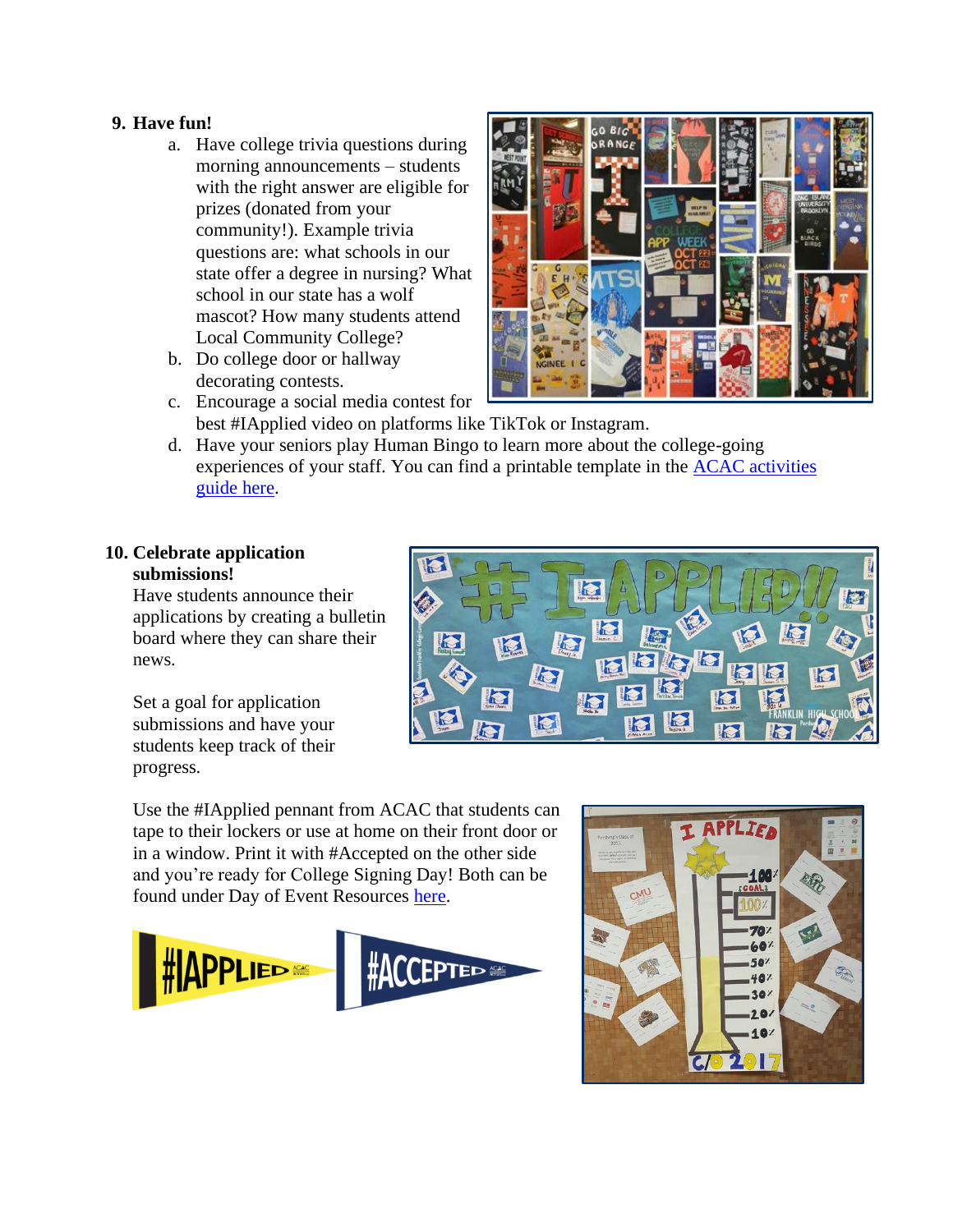9. **Have fun!**
    a. Have college trivia questions during morning announcements – students with the right answer are eligible for prizes (donated from your community!). Example trivia questions are: what schools in our state offer a degree in nursing? What school in our state has a wolf mascot? How many students attend Local Community College?
    b. Do college door or hallway decorating contests.
    c. Encourage a social media contest for best #IApplied video on platforms like TikTok or Instagram.
    d. Have your seniors play Human Bingo to learn more about the college-going experiences of your staff. You can find a printable template in the [ACAC activities guide here](#).

10. **Celebrate application submissions!**

    Have students announce their applications by creating a bulletin board where they can share their news.

    Set a goal for application submissions and have your students keep track of their progress.

    Use the #IApplied pennant from ACAC that students can tape to their lockers or use at home on their front door or in a window. Print it with #Accepted on the other side and you're ready for College Signing Day! Both can be found under Day of Event Resources [here](#).